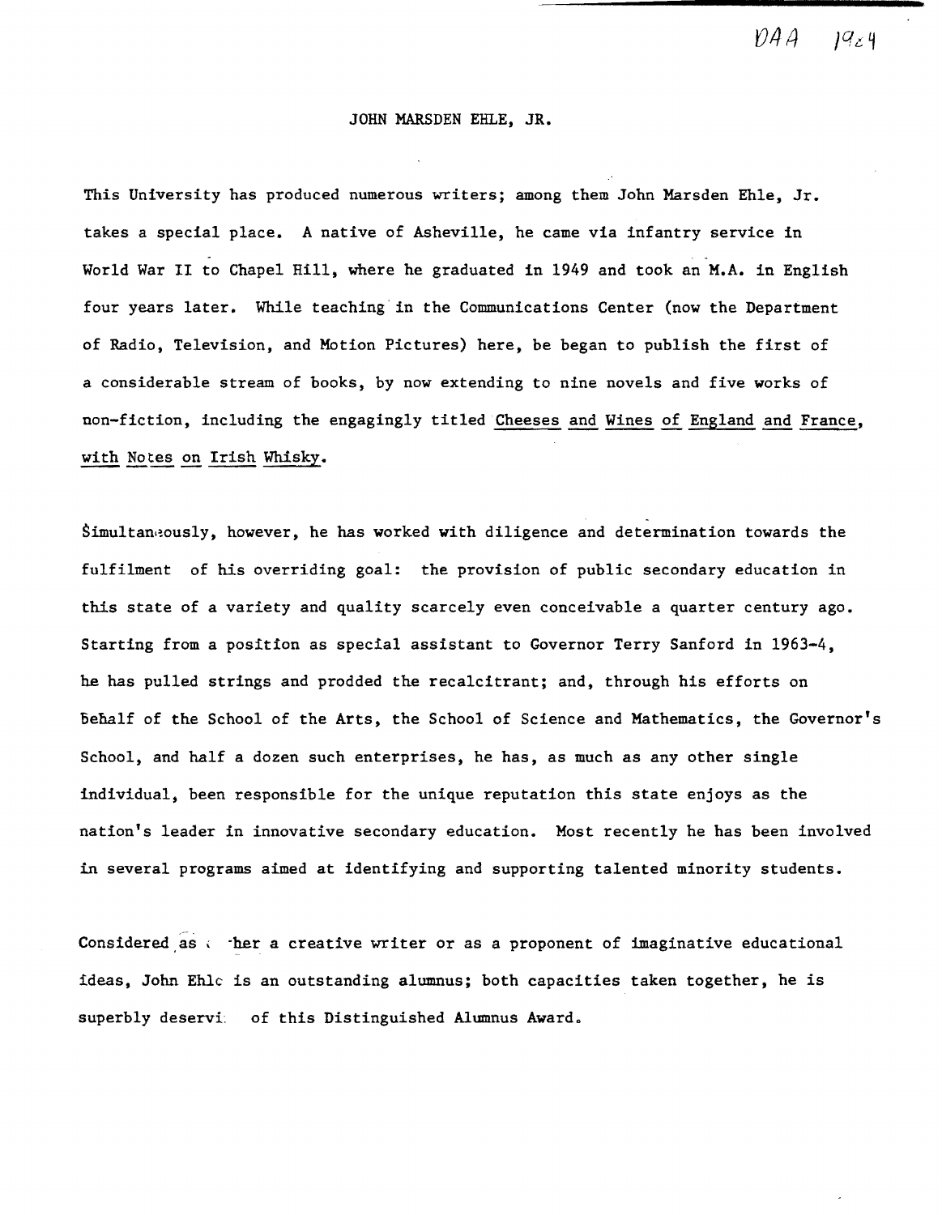DAA 1984

# JOHN MARSDEN EHLE, JR.

This University has produced numerous writers; among them John Marsden Ehle, Jr. takes a special place. A native of Asheville, he came via infantry service in World War II to Chapel Hill, where he graduated in 1949 and took an M.A. in English four years later. While teaching in the Communications Center (now the Department of Radio, Television, and Motion Pictures) here, be began to publish the first of a considerable stream of books, by now extending to nine novels and five works of non-fiction, including the engagingly titled _Cheeses and Wines of England and France, with Notes on Irish Whisky_.

Simultaneously, however, he has worked with diligence and determination towards the fulfilment of his overriding goal: the provision of public secondary education in this state of a variety and quality scarcely even conceivable a quarter century ago. Starting from a position as special assistant to Governor Terry Sanford in 1963-4, he has pulled strings and prodded the recalcitrant; and, through his efforts on behalf of the School of the Arts, the School of Science and Mathematics, the Governor's School, and half a dozen such enterprises, he has, as much as any other single individual, been responsible for the unique reputation this state enjoys as the nation's leader in innovative secondary education. Most recently he has been involved in several programs aimed at identifying and supporting talented minority students.

Considered as either a creative writer or as a proponent of imaginative educational ideas, John Ehle is an outstanding alumnus; both capacities taken together, he is superbly deserving of this Distinguished Alumnus Award.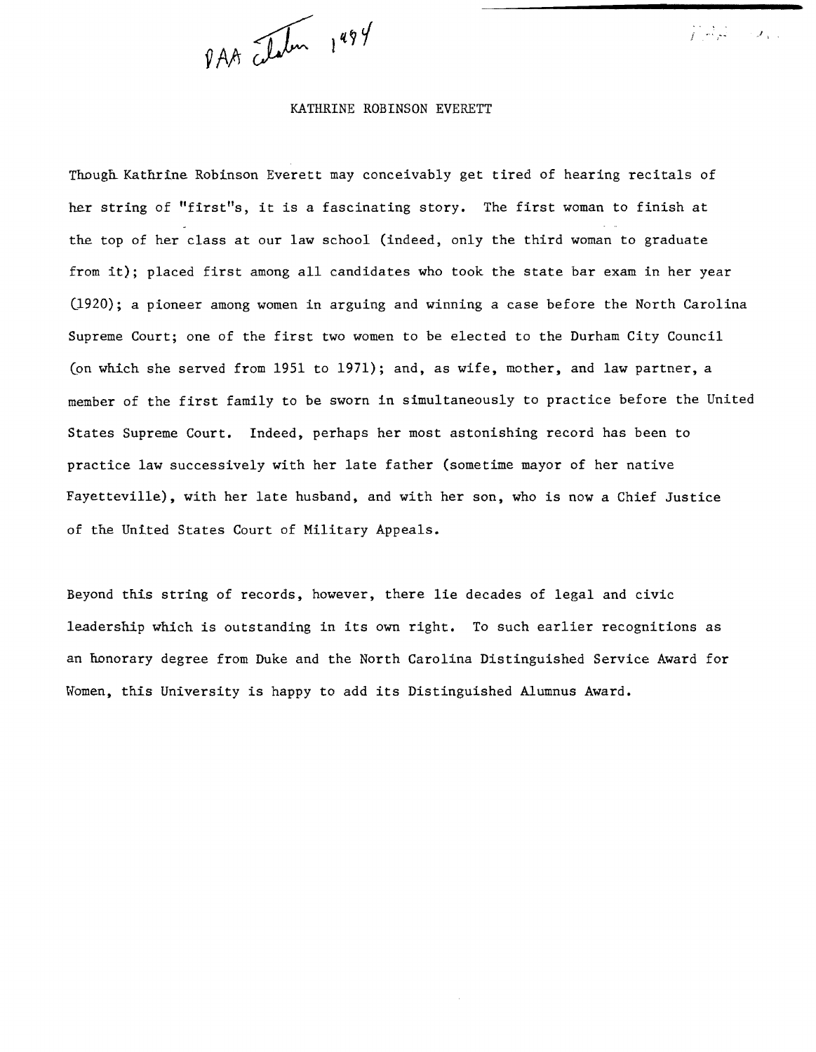DAA citation 1994

KATHRINE ROBINSON EVERETT

Though Kathrine Robinson Everett may conceivably get tired of hearing recitals of her string of "first"s, it is a fascinating story. The first woman to finish at the top of her class at our law school (indeed, only the third woman to graduate from it); placed first among all candidates who took the state bar exam in her year (1920); a pioneer among women in arguing and winning a case before the North Carolina Supreme Court; one of the first two women to be elected to the Durham City Council (on which she served from 1951 to 1971); and, as wife, mother, and law partner, a member of the first family to be sworn in simultaneously to practice before the United States Supreme Court. Indeed, perhaps her most astonishing record has been to practice law successively with her late father (sometime mayor of her native Fayetteville), with her late husband, and with her son, who is now a Chief Justice of the United States Court of Military Appeals.

Beyond this string of records, however, there lie decades of legal and civic leadership which is outstanding in its own right. To such earlier recognitions as an honorary degree from Duke and the North Carolina Distinguished Service Award for Women, this University is happy to add its Distinguished Alumnus Award.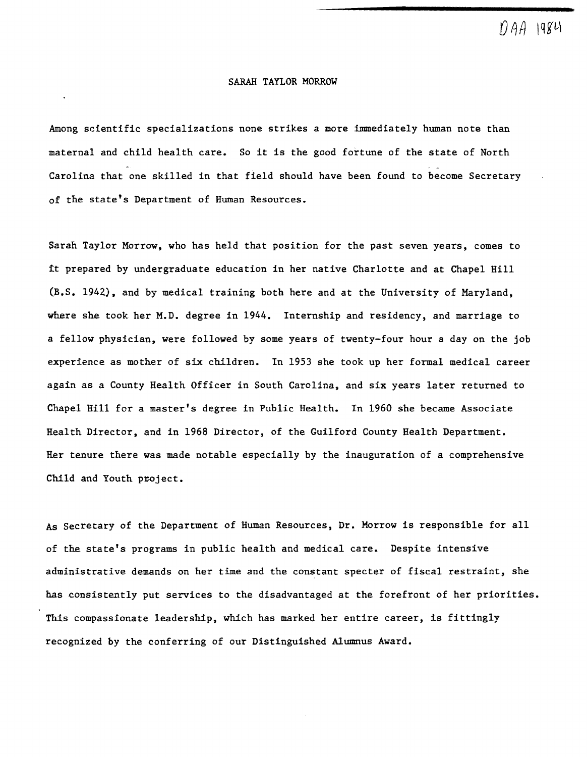DAA 1984

# SARAH TAYLOR MORROW

Among scientific specializations none strikes a more immediately human note than maternal and child health care. So it is the good fortune of the state of North Carolina that one skilled in that field should have been found to become Secretary of the state's Department of Human Resources.

Sarah Taylor Morrow, who has held that position for the past seven years, comes to it prepared by undergraduate education in her native Charlotte and at Chapel Hill (B.S. 1942), and by medical training both here and at the University of Maryland, where she took her M.D. degree in 1944. Internship and residency, and marriage to a fellow physician, were followed by some years of twenty-four hour a day on the job experience as mother of six children. In 1953 she took up her formal medical career again as a County Health Officer in South Carolina, and six years later returned to Chapel Hill for a master's degree in Public Health. In 1960 she became Associate Health Director, and in 1968 Director, of the Guilford County Health Department. Her tenure there was made notable especially by the inauguration of a comprehensive Child and Youth project.

As Secretary of the Department of Human Resources, Dr. Morrow is responsible for all of the state's programs in public health and medical care. Despite intensive administrative demands on her time and the constant specter of fiscal restraint, she has consistently put services to the disadvantaged at the forefront of her priorities. This compassionate leadership, which has marked her entire career, is fittingly recognized by the conferring of our Distinguished Alumnus Award.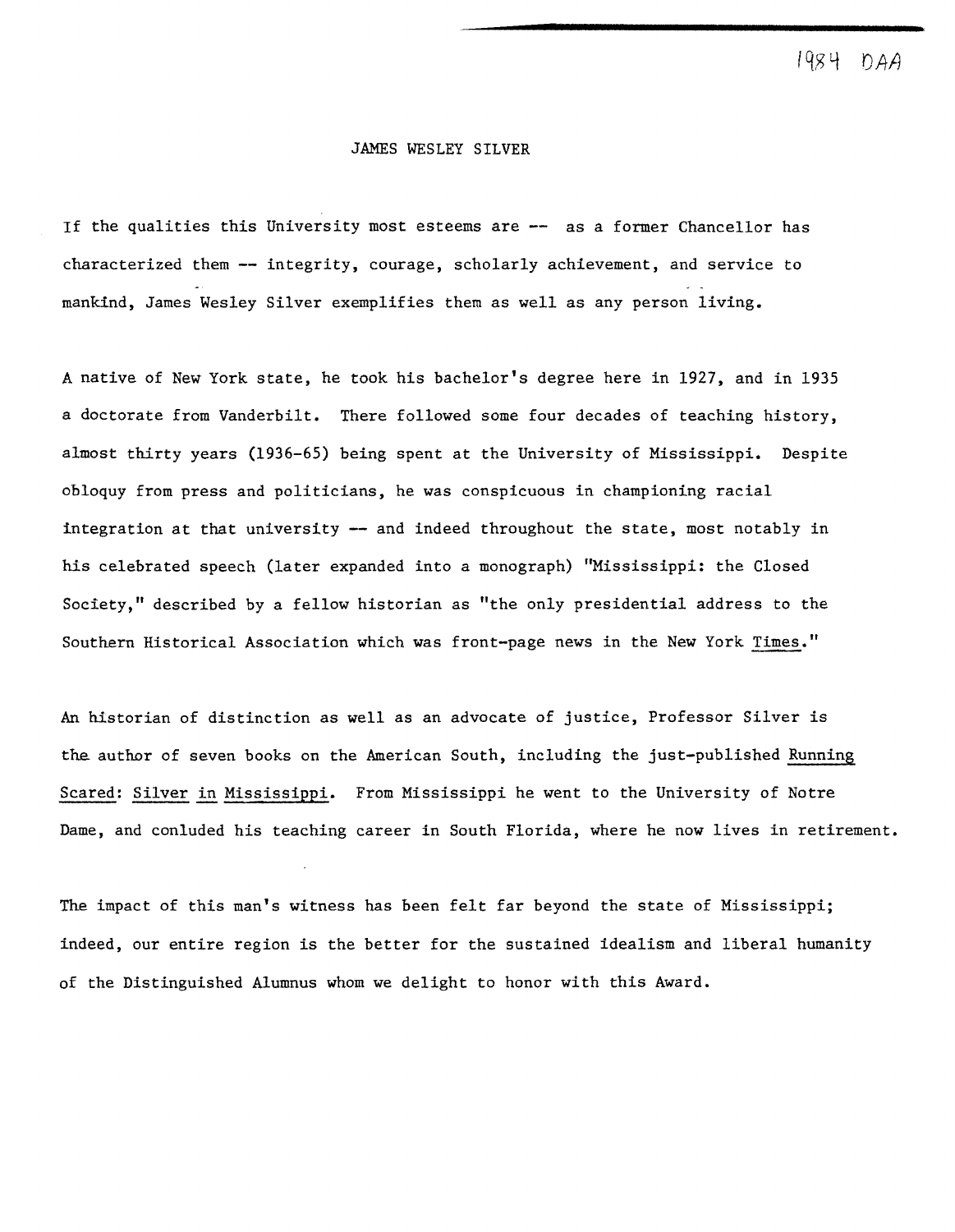1984 DAA

# JAMES WESLEY SILVER

If the qualities this University most esteems are -- as a former Chancellor has characterized them -- integrity, courage, scholarly achievement, and service to mankind, James Wesley Silver exemplifies them as well as any person living.

A native of New York state, he took his bachelor's degree here in 1927, and in 1935 a doctorate from Vanderbilt. There followed some four decades of teaching history, almost thirty years (1936-65) being spent at the University of Mississippi. Despite obloquy from press and politicians, he was conspicuous in championing racial integration at that university -- and indeed throughout the state, most notably in his celebrated speech (later expanded into a monograph) "Mississippi: the Closed Society," described by a fellow historian as "the only presidential address to the Southern Historical Association which was front-page news in the New York Times."

An historian of distinction as well as an advocate of justice, Professor Silver is the author of seven books on the American South, including the just-published Running Scared: Silver in Mississippi. From Mississippi he went to the University of Notre Dame, and conluded his teaching career in South Florida, where he now lives in retirement.

The impact of this man's witness has been felt far beyond the state of Mississippi; indeed, our entire region is the better for the sustained idealism and liberal humanity of the Distinguished Alumnus whom we delight to honor with this Award.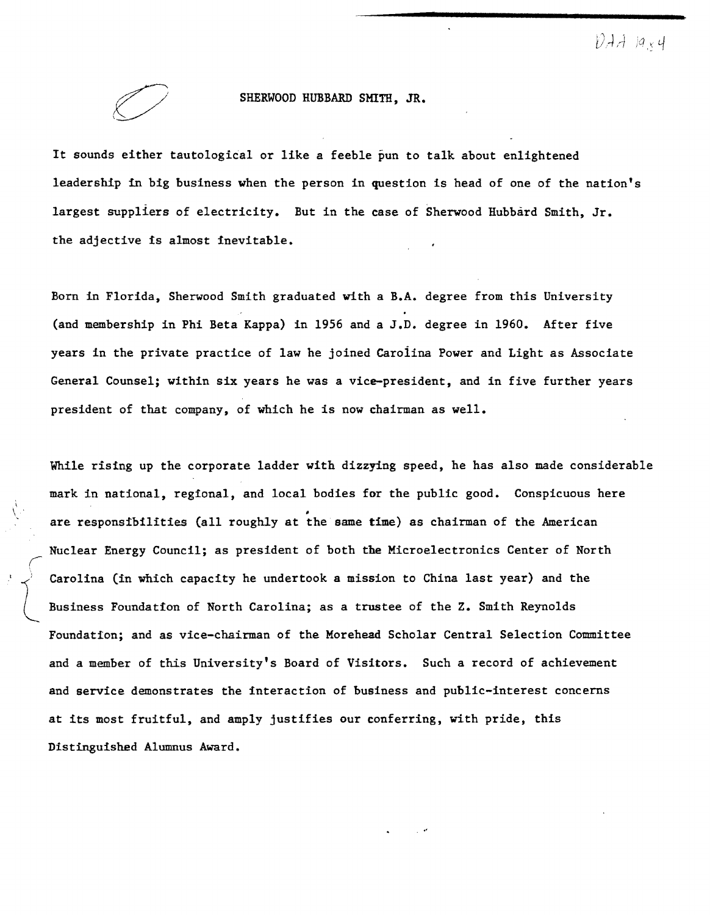# SHERWOOD HUBBARD SMITH, JR.

It sounds either tautological or like a feeble pun to talk about enlightened leadership in big business when the person in question is head of one of the nation's largest suppliers of electricity. But in the case of Sherwood Hubbard Smith, Jr. the adjective is almost inevitable.

Born in Florida, Sherwood Smith graduated with a B.A. degree from this University (and membership in Phi Beta Kappa) in 1956 and a J.D. degree in 1960. After five years in the private practice of law he joined Carolina Power and Light as Associate General Counsel; within six years he was a vice-president, and in five further years president of that company, of which he is now chairman as well.

While rising up the corporate ladder with dizzying speed, he has also made considerable mark in national, regional, and local bodies for the public good. Conspicuous here are responsibilities (all roughly at the same time) as chairman of the American Nuclear Energy Council; as president of both the Microelectronics Center of North Carolina (in which capacity he undertook a mission to China last year) and the Business Foundation of North Carolina; as a trustee of the Z. Smith Reynolds Foundation; and as vice-chairman of the Morehead Scholar Central Selection Committee and a member of this University's Board of Visitors. Such a record of achievement and service demonstrates the interaction of business and public-interest concerns at its most fruitful, and amply justifies our conferring, with pride, this Distinguished Alumnus Award.